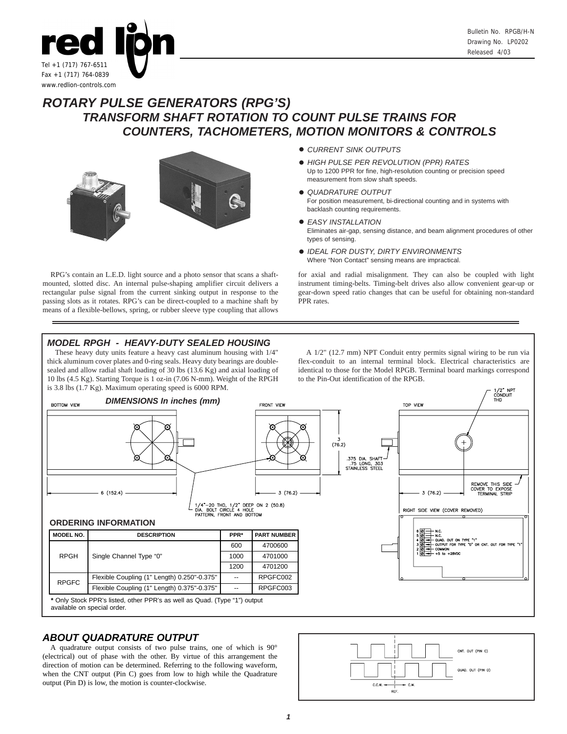Bulletin No. RPGB/H-N
Drawing No. LP0202
Released 4/03

Tel +1 (717) 767-6511
Fax +1 (717) 764-0839
www.redlion-controls.com

# ROTARY PULSE GENERATORS (RPG'S)
## TRANSFORM SHAFT ROTATION TO COUNT PULSE TRAINS FOR COUNTERS, TACHOMETERS, MOTION MONITORS & CONTROLS

- *CURRENT SINK OUTPUTS*
- *HIGH PULSE PER REVOLUTION (PPR) RATES*
  Up to 1200 PPR for fine, high-resolution counting or precision speed measurement from slow shaft speeds.
- *QUADRATURE OUTPUT*
  For position measurement, bi-directional counting and in systems with backlash counting requirements.
- *EASY INSTALLATION*
  Eliminates air-gap, sensing distance, and beam alignment procedures of other types of sensing.
- *IDEAL FOR DUSTY, DIRTY ENVIRONMENTS*
  Where "Non Contact" sensing means are impractical.

RPG's contain an L.E.D. light source and a photo sensor that scans a shaft-mounted, slotted disc. An internal pulse-shaping amplifier circuit delivers a rectangular pulse signal from the current sinking output in response to the passing slots as it rotates. RPG's can be direct-coupled to a machine shaft by means of a flexible-bellows, spring, or rubber sleeve type coupling that allows for axial and radial misalignment. They can also be coupled with light instrument timing-belts. Timing-belt drives also allow convenient gear-up or gear-down speed ratio changes that can be useful for obtaining non-standard PPR rates.

## MODEL RPGH - HEAVY-DUTY SEALED HOUSING

These heavy duty units feature a heavy cast aluminum housing with 1/4" thick aluminum cover plates and 0-ring seals. Heavy duty bearings are double-sealed and allow radial shaft loading of 30 lbs (13.6 Kg) and axial loading of 10 lbs (4.5 Kg). Starting Torque is 1 oz-in (7.06 N-mm). Weight of the RPGH is 3.8 lbs (1.7 Kg). Maximum operating speed is 6000 RPM.

A 1/2" (12.7 mm) NPT Conduit entry permits signal wiring to be run via flex-conduit to an internal terminal block. Electrical characteristics are identical to those for the Model RPGB. Terminal board markings correspond to the Pin-Out identification of the RPGB.

### DIMENSIONS In inches (mm)

BOTTOM VIEW — 6 (152.4)
FRONT VIEW — 3 (76.2); 3 (76.2); .375 DIA. SHAFT .75 LONG, 303 STAINLESS STEEL
TOP VIEW — 3 (76.2); 1/2" NPT CONDUIT THD; REMOVE THIS SIDE COVER TO EXPOSE TERMINAL STRIP
1/4"-20 THD, 1/2" DEEP ON 2 (50.8) DIA. BOLT CIRCLE 4 HOLE PATTERN, FRONT AND BOTTOM

RIGHT SIDE VIEW (COVER REMOVED)
- 6 — N.C.
- 5 — N.C.
- 4 — QUAD. OUT ON TYPE "1"
- 3 — OUTPUT FOR TYPE "0" OR CNT. OUT FOR TYPE "1"
- 2 — COMMON
- 1 — +5 to +28VDC

### ORDERING INFORMATION

| MODEL NO. | DESCRIPTION | PPR* | PART NUMBER |
|---|---|---|---|
| RPGH | Single Channel Type "0" | 600 | 4700600 |
| | | 1000 | 4701000 |
| | | 1200 | 4701200 |
| RPGFC | Flexible Coupling (1" Length) 0.250"-0.375" | -- | RPGFC002 |
| | Flexible Coupling (1" Length) 0.375"-0.375" | -- | RPGFC003 |

**\*** Only Stock PPR's listed, other PPR's as well as Quad. (Type "1") output available on special order.

## ABOUT QUADRATURE OUTPUT

A quadrature output consists of two pulse trains, one of which is 90° (electrical) out of phase with the other. By virtue of this arrangement the direction of motion can be determined. Referring to the following waveform, when the CNT output (Pin C) goes from low to high while the Quadrature output (Pin D) is low, the motion is counter-clockwise.

CNT. OUT (PIN C)
QUAD. OUT (PIN D)
C.C.W. ← → C.W.
REF.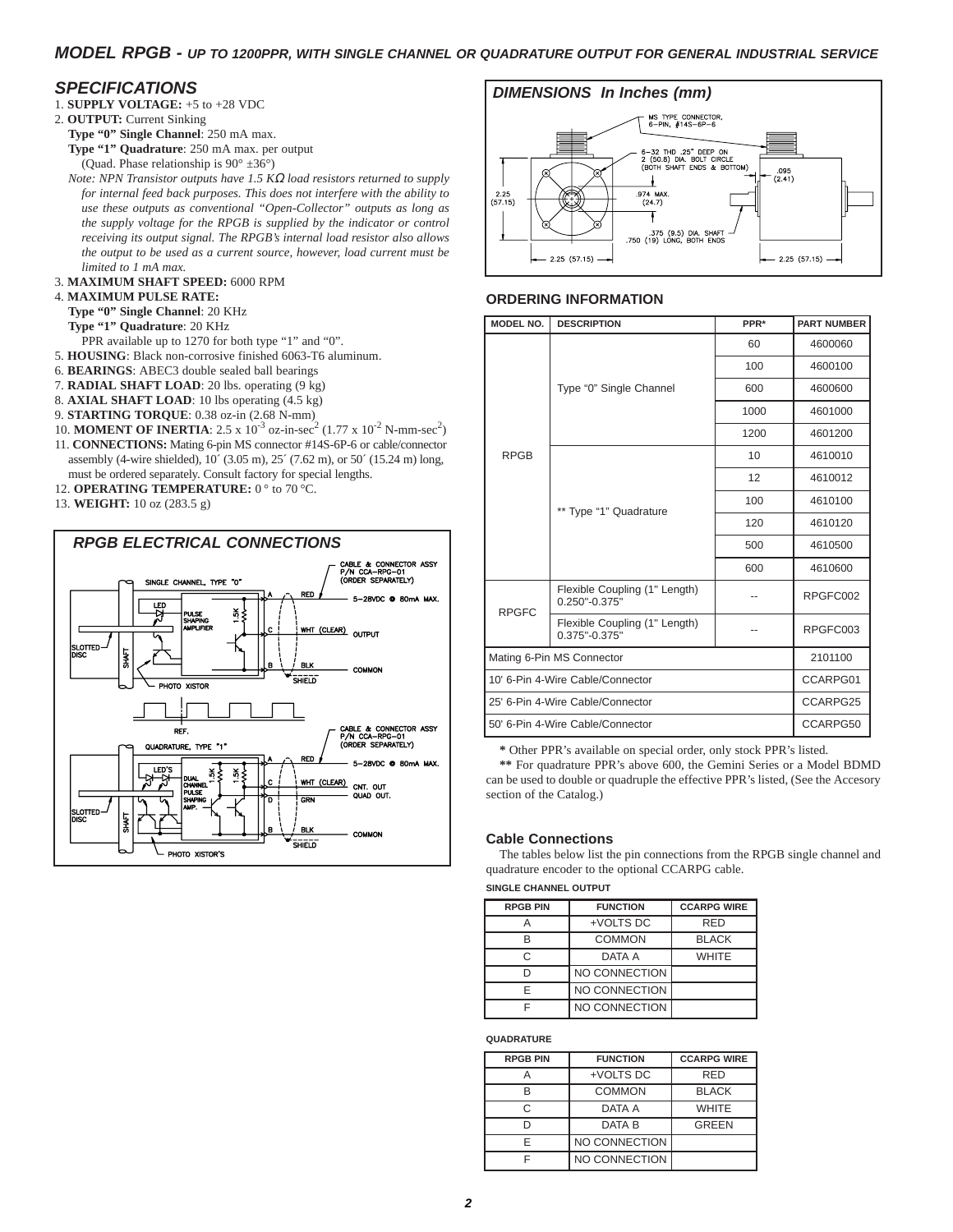## MODEL RPGB - *UP TO 1200PPR, WITH SINGLE CHANNEL OR QUADRATURE OUTPUT FOR GENERAL INDUSTRIAL SERVICE*

### SPECIFICATIONS

1. **SUPPLY VOLTAGE:** +5 to +28 VDC
2. **OUTPUT:** Current Sinking
   **Type "0" Single Channel**: 250 mA max.
   **Type "1" Quadrature**: 250 mA max. per output
   (Quad. Phase relationship is 90° ±36°)
   *Note: NPN Transistor outputs have 1.5 KΩ load resistors returned to supply for internal feed back purposes. This does not interfere with the ability to use these outputs as conventional "Open-Collector" outputs as long as the supply voltage for the RPGB is supplied by the indicator or control receiving its output signal. The RPGB's internal load resistor also allows the output to be used as a current source, however, load current must be limited to 1 mA max.*
3. **MAXIMUM SHAFT SPEED:** 6000 RPM
4. **MAXIMUM PULSE RATE:**
   **Type "0" Single Channel**: 20 KHz
   **Type "1" Quadrature**: 20 KHz
   PPR available up to 1270 for both type "1" and "0".
5. **HOUSING**: Black non-corrosive finished 6063-T6 aluminum.
6. **BEARINGS**: ABEC3 double sealed ball bearings
7. **RADIAL SHAFT LOAD**: 20 lbs. operating (9 kg)
8. **AXIAL SHAFT LOAD**: 10 lbs operating (4.5 kg)
9. **STARTING TORQUE**: 0.38 oz-in (2.68 N-mm)
10. **MOMENT OF INERTIA**: $2.5 \times 10^{-3}$ oz-in-sec$^2$ ($1.77 \times 10^{-2}$ N-mm-sec$^2$)
11. **CONNECTIONS:** Mating 6-pin MS connector #14S-6P-6 or cable/connector assembly (4-wire shielded), 10´ (3.05 m), 25´ (7.62 m), or 50´ (15.24 m) long, must be ordered separately. Consult factory for special lengths.
12. **OPERATING TEMPERATURE:** 0 ° to 70 °C.
13. **WEIGHT:** 10 oz (283.5 g)

### RPGB ELECTRICAL CONNECTIONS

### DIMENSIONS In Inches (mm)

### ORDERING INFORMATION

| MODEL NO. | DESCRIPTION | PPR* | PART NUMBER |
|---|---|---|---|
| RPGB | Type "0" Single Channel | 60 | 4600060 |
| | | 100 | 4600100 |
| | | 600 | 4600600 |
| | | 1000 | 4601000 |
| | | 1200 | 4601200 |
| | ** Type "1" Quadrature | 10 | 4610010 |
| | | 12 | 4610012 |
| | | 100 | 4610100 |
| | | 120 | 4610120 |
| | | 500 | 4610500 |
| | | 600 | 4610600 |
| RPGFC | Flexible Coupling (1" Length) 0.250"-0.375" | -- | RPGFC002 |
| | Flexible Coupling (1" Length) 0.375"-0.375" | -- | RPGFC003 |
| Mating 6-Pin MS Connector | | | 2101100 |
| 10' 6-Pin 4-Wire Cable/Connector | | | CCARPG01 |
| 25' 6-Pin 4-Wire Cable/Connector | | | CCARPG25 |
| 50' 6-Pin 4-Wire Cable/Connector | | | CCARPG50 |

**\*** Other PPR's available on special order, only stock PPR's listed.

**\*\*** For quadrature PPR's above 600, the Gemini Series or a Model BDMD can be used to double or quadruple the effective PPR's listed, (See the Accesory section of the Catalog.)

### Cable Connections

The tables below list the pin connections from the RPGB single channel and quadrature encoder to the optional CCARPG cable.

**SINGLE CHANNEL OUTPUT**

| RPGB PIN | FUNCTION | CCARPG WIRE |
|---|---|---|
| A | +VOLTS DC | RED |
| B | COMMON | BLACK |
| C | DATA A | WHITE |
| D | NO CONNECTION | |
| E | NO CONNECTION | |
| F | NO CONNECTION | |

**QUADRATURE**

| RPGB PIN | FUNCTION | CCARPG WIRE |
|---|---|---|
| A | +VOLTS DC | RED |
| B | COMMON | BLACK |
| C | DATA A | WHITE |
| D | DATA B | GREEN |
| E | NO CONNECTION | |
| F | NO CONNECTION | |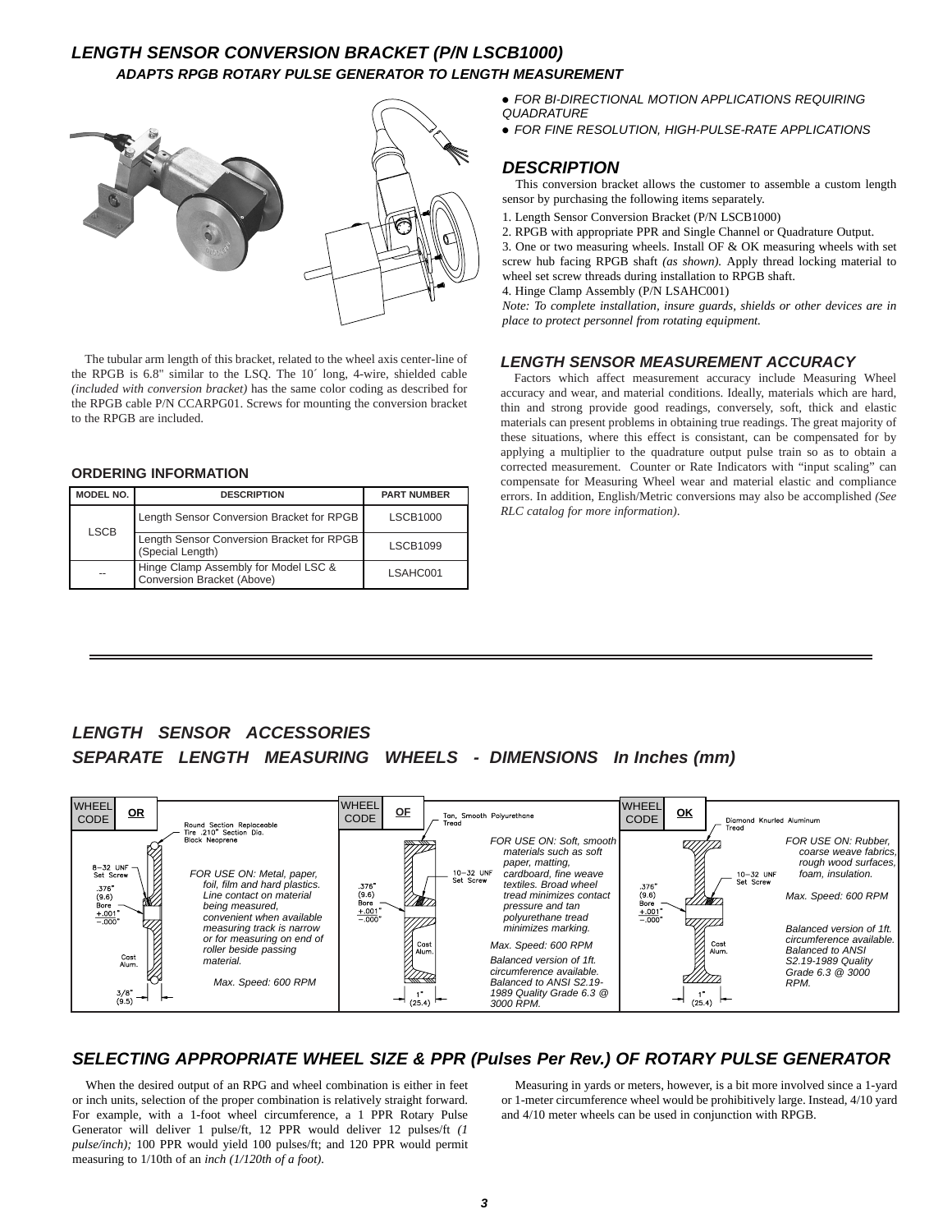## *LENGTH SENSOR CONVERSION BRACKET (P/N LSCB1000)*

### *ADAPTS RPGB ROTARY PULSE GENERATOR TO LENGTH MEASUREMENT*

- *FOR BI-DIRECTIONAL MOTION APPLICATIONS REQUIRING QUADRATURE*
- *FOR FINE RESOLUTION, HIGH-PULSE-RATE APPLICATIONS*

The tubular arm length of this bracket, related to the wheel axis center-line of the RPGB is 6.8" similar to the LSQ. The 10´ long, 4-wire, shielded cable *(included with conversion bracket)* has the same color coding as described for the RPGB cable P/N CCARPG01. Screws for mounting the conversion bracket to the RPGB are included.

### ORDERING INFORMATION

| MODEL NO. | DESCRIPTION | PART NUMBER |
|---|---|---|
| LSCB | Length Sensor Conversion Bracket for RPGB | LSCB1000 |
| | Length Sensor Conversion Bracket for RPGB (Special Length) | LSCB1099 |
| -- | Hinge Clamp Assembly for Model LSC & Conversion Bracket (Above) | LSAHC001 |

### *DESCRIPTION*

This conversion bracket allows the customer to assemble a custom length sensor by purchasing the following items separately.

1. Length Sensor Conversion Bracket (P/N LSCB1000)
2. RPGB with appropriate PPR and Single Channel or Quadrature Output.
3. One or two measuring wheels. Install OF & OK measuring wheels with set screw hub facing RPGB shaft *(as shown).* Apply thread locking material to wheel set screw threads during installation to RPGB shaft.
4. Hinge Clamp Assembly (P/N LSAHC001)

*Note: To complete installation, insure guards, shields or other devices are in place to protect personnel from rotating equipment.*

### *LENGTH SENSOR MEASUREMENT ACCURACY*

Factors which affect measurement accuracy include Measuring Wheel accuracy and wear, and material conditions. Ideally, materials which are hard, thin and strong provide good readings, conversely, soft, thick and elastic materials can present problems in obtaining true readings. The great majority of these situations, where this effect is consistant, can be compensated for by applying a multiplier to the quadrature output pulse train so as to obtain a corrected measurement. Counter or Rate Indicators with "input scaling" can compensate for Measuring Wheel wear and material elastic and compliance errors. In addition, English/Metric conversions may also be accomplished *(See RLC catalog for more information).*

---

## *LENGTH SENSOR ACCESSORIES*

## *SEPARATE LENGTH MEASURING WHEELS - DIMENSIONS In Inches (mm)*

| WHEEL CODE | Dimensions / Construction | Application |
|---|---|---|
| **OR** | Round Section Replaceable Tire .210" Section Dia. Black Neoprene; 8-32 UNF Set Screw; .376" (9.6) Bore +.001" −.000"; Cast Alum.; 3/8" (9.5) | *FOR USE ON: Metal, paper, foil, film and hard plastics. Line contact on material being measured, convenient when available measuring track is narrow or for measuring on end of roller beside passing material.* *Max. Speed: 600 RPM* |
| **OF** | Tan, Smooth Polyurethane Tread; 10-32 UNF Set Screw; .376" (9.6) Bore +.001" −.000"; Cast Alum.; 1" (25.4) | *FOR USE ON: Soft, smooth materials such as soft paper, matting, cardboard, fine weave textiles. Broad wheel tread minimizes contact pressure and tan polyurethane tread minimizes marking.* *Max. Speed: 600 RPM* *Balanced version of 1ft. circumference available. Balanced to ANSI S2.19-1989 Quality Grade 6.3 @ 3000 RPM.* |
| **OK** | Diamond Knurled Aluminum Tread; 10-32 UNF Set Screw; .376" (9.6) Bore +.001" −.000"; Cast Alum.; 1" (25.4) | *FOR USE ON: Rubber, coarse weave fabrics, rough wood surfaces, foam, insulation.* *Max. Speed: 600 RPM* *Balanced version of 1ft. circumference available. Balanced to ANSI S2.19-1989 Quality Grade 6.3 @ 3000 RPM.* |

## *SELECTING APPROPRIATE WHEEL SIZE & PPR (Pulses Per Rev.) OF ROTARY PULSE GENERATOR*

When the desired output of an RPG and wheel combination is either in feet or inch units, selection of the proper combination is relatively straight forward. For example, with a 1-foot wheel circumference, a 1 PPR Rotary Pulse Generator will deliver 1 pulse/ft, 12 PPR would deliver 12 pulses/ft *(1 pulse/inch);* 100 PPR would yield 100 pulses/ft; and 120 PPR would permit measuring to 1/10th of an *inch (1/120th of a foot).*

Measuring in yards or meters, however, is a bit more involved since a 1-yard or 1-meter circumference wheel would be prohibitively large. Instead, 4/10 yard and 4/10 meter wheels can be used in conjunction with RPGB.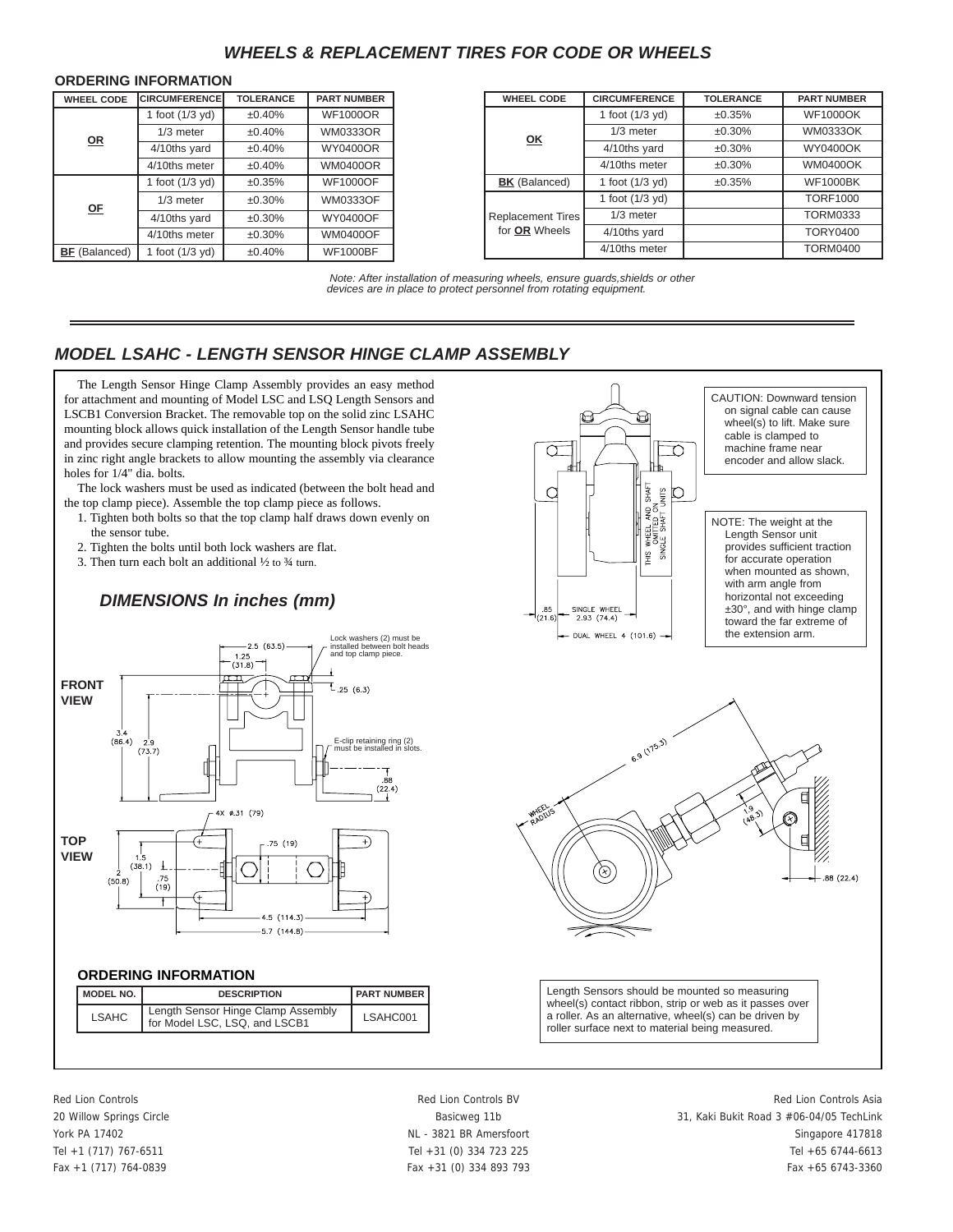## *WHEELS & REPLACEMENT TIRES FOR CODE OR WHEELS*

**ORDERING INFORMATION**

| WHEEL CODE | CIRCUMFERENCE | TOLERANCE | PART NUMBER |
|---|---|---|---|
| OR | 1 foot (1/3 yd) | ±0.40% | WF1000OR |
| | 1/3 meter | ±0.40% | WM0333OR |
| | 4/10ths yard | ±0.40% | WY0400OR |
| | 4/10ths meter | ±0.40% | WM0400OR |
| OF | 1 foot (1/3 yd) | ±0.35% | WF1000OF |
| | 1/3 meter | ±0.30% | WM0333OF |
| | 4/10ths yard | ±0.30% | WY0400OF |
| | 4/10ths meter | ±0.30% | WM0400OF |
| BF (Balanced) | 1 foot (1/3 yd) | ±0.40% | WF1000BF |

| WHEEL CODE | CIRCUMFERENCE | TOLERANCE | PART NUMBER |
|---|---|---|---|
| OK | 1 foot (1/3 yd) | ±0.35% | WF1000OK |
| | 1/3 meter | ±0.30% | WM0333OK |
| | 4/10ths yard | ±0.30% | WY0400OK |
| | 4/10ths meter | ±0.30% | WM0400OK |
| BK (Balanced) | 1 foot (1/3 yd) | ±0.35% | WF1000BK |
| Replacement Tires for OR Wheels | 1 foot (1/3 yd) | | TORF1000 |
| | 1/3 meter | | TORM0333 |
| | 4/10ths yard | | TORY0400 |
| | 4/10ths meter | | TORM0400 |

*Note: After installation of measuring wheels, ensure guards,shields or other devices are in place to protect personnel from rotating equipment.*

## *MODEL LSAHC - LENGTH SENSOR HINGE CLAMP ASSEMBLY*

The Length Sensor Hinge Clamp Assembly provides an easy method for attachment and mounting of Model LSC and LSQ Length Sensors and LSCB1 Conversion Bracket. The removable top on the solid zinc LSAHC mounting block allows quick installation of the Length Sensor handle tube and provides secure clamping retention. The mounting block pivots freely in zinc right angle brackets to allow mounting the assembly via clearance holes for 1/4" dia. bolts.

The lock washers must be used as indicated (between the bolt head and the top clamp piece). Assemble the top clamp piece as follows.

1. Tighten both bolts so that the top clamp half draws down evenly on the sensor tube.
2. Tighten the bolts until both lock washers are flat.
3. Then turn each bolt an additional ½ to ¾ turn.

### *DIMENSIONS In inches (mm)*

FRONT VIEW

2.5 (63.5)
1.25 (31.8)
Lock washers (2) must be installed between bolt heads and top clamp piece.
.25 (6.3)
3.4 (86.4)
2.9 (73.7)
E-clip retaining ring (2) must be installed in slots.
.88 (22.4)
4X ø.31 (79)

TOP VIEW

.75 (19)
1.5 (38.1)
2 (50.8)
.75 (19)
4.5 (114.3)
5.7 (144.8)

THIS WHEEL AND SHAFT OMITTED ON SINGLE SHAFT UNITS
.85 (21.6)
SINGLE WHEEL 2.93 (74.4)
DUAL WHEEL 4 (101.6)

CAUTION: Downward tension on signal cable can cause wheel(s) to lift. Make sure cable is clamped to machine frame near encoder and allow slack.

NOTE: The weight at the Length Sensor unit provides sufficient traction for accurate operation when mounted as shown, with arm angle from horizontal not exceeding ±30°, and with hinge clamp toward the far extreme of the extension arm.

6.9 (175.3)
WHEEL RADIUS
1.9 (48.3)
.88 (22.4)

**ORDERING INFORMATION**

| MODEL NO. | DESCRIPTION | PART NUMBER |
|---|---|---|
| LSAHC | Length Sensor Hinge Clamp Assembly for Model LSC, LSQ, and LSCB1 | LSAHC001 |

Length Sensors should be mounted so measuring wheel(s) contact ribbon, strip or web as it passes over a roller. As an alternative, wheel(s) can be driven by roller surface next to material being measured.

Red Lion Controls
20 Willow Springs Circle
York PA 17402
Tel +1 (717) 767-6511
Fax +1 (717) 764-0839

Red Lion Controls BV
Basicweg 11b
NL - 3821 BR Amersfoort
Tel +31 (0) 334 723 225
Fax +31 (0) 334 893 793

Red Lion Controls Asia
31, Kaki Bukit Road 3 #06-04/05 TechLink
Singapore 417818
Tel +65 6744-6613
Fax +65 6743-3360